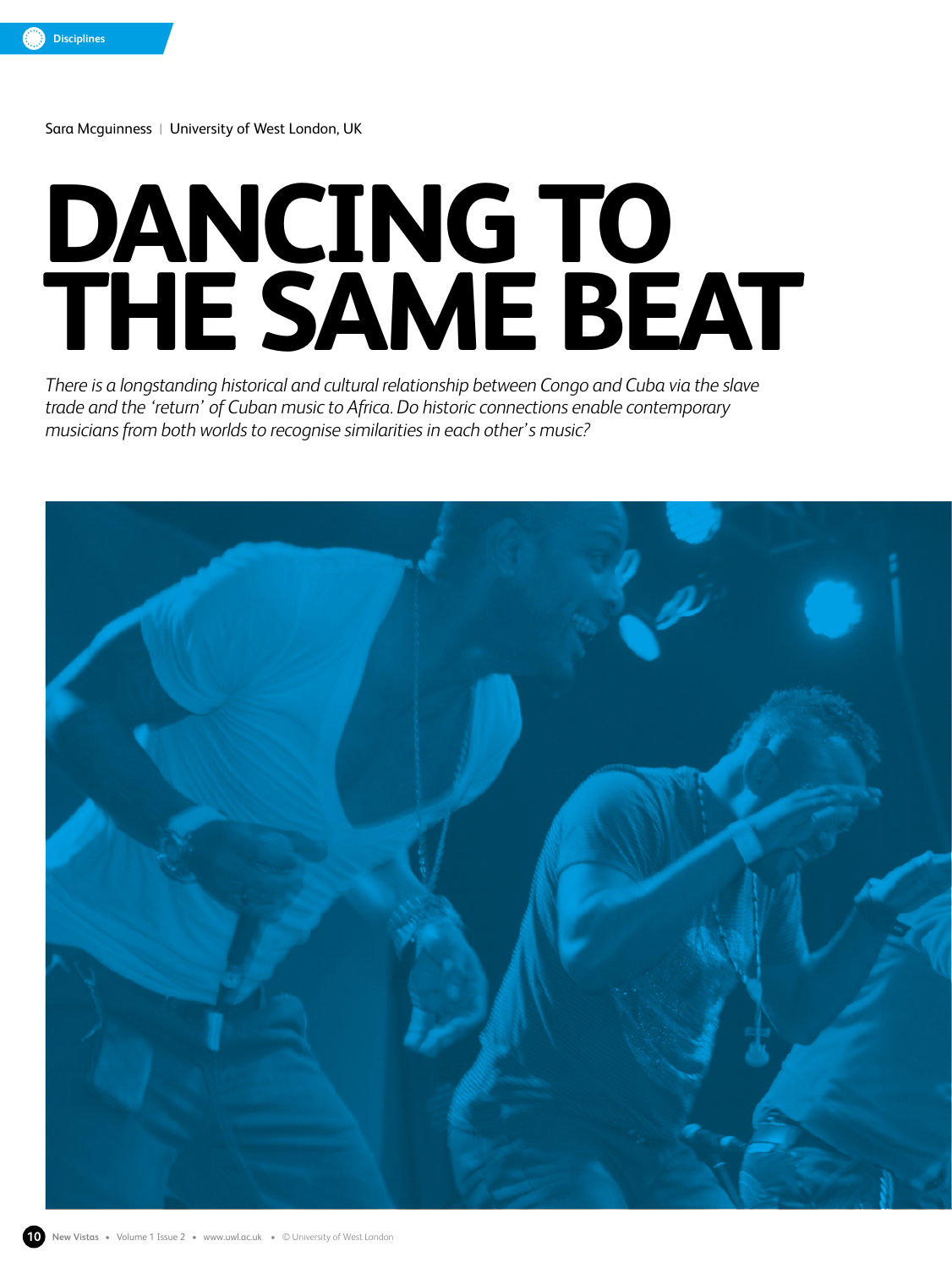Disciplines

Sara Mcguinness | University of West London, UK

# DANCING TO THE SAME BEAT

*There is a longstanding historical and cultural relationship between Congo and Cuba via the slave trade and the 'return' of Cuban music to Africa. Do historic connections enable contemporary musicians from both worlds to recognise similarities in each other's music?*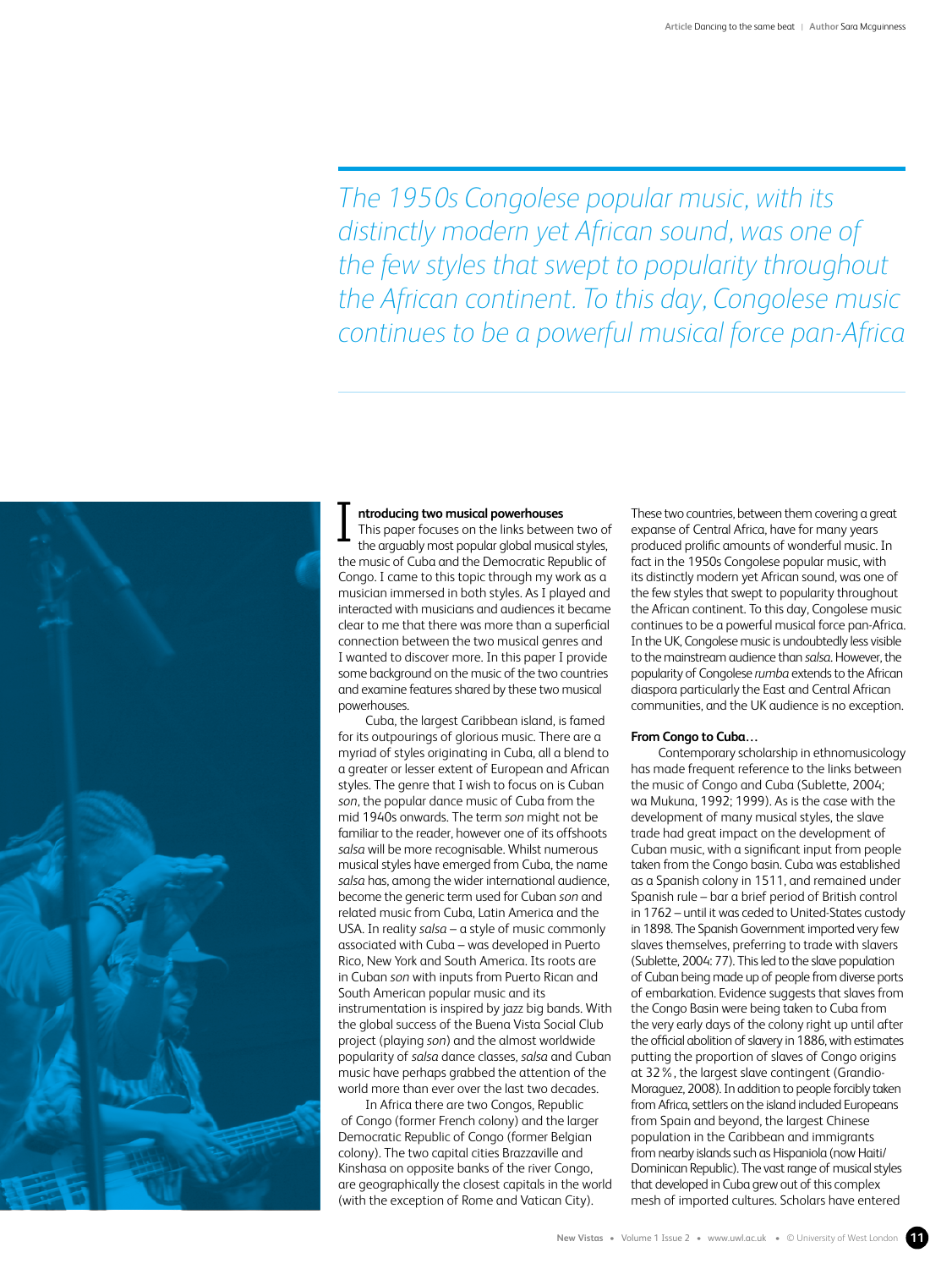*The 1950s Congolese popular music, with its distinctly modern yet African sound, was one of the few styles that swept to popularity throughout the African continent. To this day, Congolese music continues to be a powerful musical force pan-Africa*

## Introducing two musical powerhouses

This paper focuses on the links between two of the arguably most popular global musical styles, the music of Cuba and the Democratic Republic of Congo. I came to this topic through my work as a musician immersed in both styles. As I played and interacted with musicians and audiences it became clear to me that there was more than a superficial connection between the two musical genres and I wanted to discover more. In this paper I provide some background on the music of the two countries and examine features shared by these two musical powerhouses.

Cuba, the largest Caribbean island, is famed for its outpourings of glorious music. There are a myriad of styles originating in Cuba, all a blend to a greater or lesser extent of European and African styles. The genre that I wish to focus on is Cuban *son*, the popular dance music of Cuba from the mid 1940s onwards. The term *son* might not be familiar to the reader, however one of its offshoots *salsa* will be more recognisable. Whilst numerous musical styles have emerged from Cuba, the name *salsa* has, among the wider international audience, become the generic term used for Cuban *son* and related music from Cuba, Latin America and the USA. In reality *salsa* – a style of music commonly associated with Cuba – was developed in Puerto Rico, New York and South America. Its roots are in Cuban *son* with inputs from Puerto Rican and South American popular music and its instrumentation is inspired by jazz big bands. With the global success of the Buena Vista Social Club project (playing *son*) and the almost worldwide popularity of *salsa* dance classes, *salsa* and Cuban music have perhaps grabbed the attention of the world more than ever over the last two decades.

In Africa there are two Congos, Republic of Congo (former French colony) and the larger Democratic Republic of Congo (former Belgian colony). The two capital cities Brazzaville and Kinshasa on opposite banks of the river Congo, are geographically the closest capitals in the world (with the exception of Rome and Vatican City). These two countries, between them covering a great expanse of Central Africa, have for many years produced prolific amounts of wonderful music. In fact in the 1950s Congolese popular music, with its distinctly modern yet African sound, was one of the few styles that swept to popularity throughout the African continent. To this day, Congolese music continues to be a powerful musical force pan-Africa. In the UK, Congolese music is undoubtedly less visible to the mainstream audience than *salsa*. However, the popularity of Congolese *rumba* extends to the African diaspora particularly the East and Central African communities, and the UK audience is no exception.

## From Congo to Cuba…

Contemporary scholarship in ethnomusicology has made frequent reference to the links between the music of Congo and Cuba (Sublette, 2004; wa Mukuna, 1992; 1999). As is the case with the development of many musical styles, the slave trade had great impact on the development of Cuban music, with a significant input from people taken from the Congo basin. Cuba was established as a Spanish colony in 1511, and remained under Spanish rule – bar a brief period of British control in 1762 – until it was ceded to United-States custody in 1898. The Spanish Government imported very few slaves themselves, preferring to trade with slavers (Sublette, 2004: 77). This led to the slave population of Cuban being made up of people from diverse ports of embarkation. Evidence suggests that slaves from the Congo Basin were being taken to Cuba from the very early days of the colony right up until after the official abolition of slavery in 1886, with estimates putting the proportion of slaves of Congo origins at 32%, the largest slave contingent (Grandio-Moraguez, 2008). In addition to people forcibly taken from Africa, settlers on the island included Europeans from Spain and beyond, the largest Chinese population in the Caribbean and immigrants from nearby islands such as Hispaniola (now Haiti/Dominican Republic). The vast range of musical styles that developed in Cuba grew out of this complex mesh of imported cultures. Scholars have entered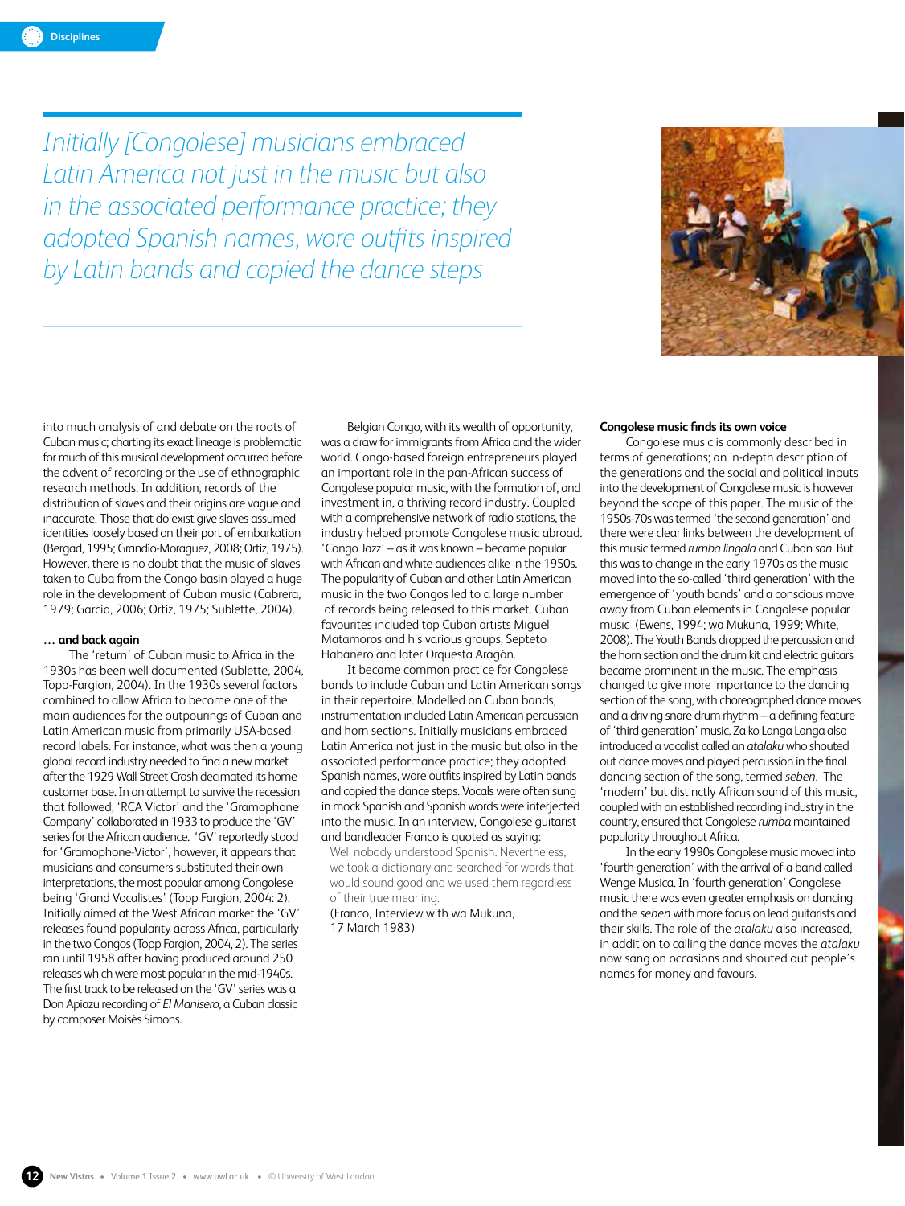*Initially [Congolese] musicians embraced Latin America not just in the music but also in the associated performance practice; they adopted Spanish names, wore outfits inspired by Latin bands and copied the dance steps*

into much analysis of and debate on the roots of Cuban music; charting its exact lineage is problematic for much of this musical development occurred before the advent of recording or the use of ethnographic research methods. In addition, records of the distribution of slaves and their origins are vague and inaccurate. Those that do exist give slaves assumed identities loosely based on their port of embarkation (Bergad, 1995; Grandío-Moraguez, 2008; Ortiz, 1975). However, there is no doubt that the music of slaves taken to Cuba from the Congo basin played a huge role in the development of Cuban music (Cabrera, 1979; Garcia, 2006; Ortiz, 1975; Sublette, 2004).

**… and back again**

The 'return' of Cuban music to Africa in the 1930s has been well documented (Sublette, 2004, Topp-Fargion, 2004). In the 1930s several factors combined to allow Africa to become one of the main audiences for the outpourings of Cuban and Latin American music from primarily USA-based record labels. For instance, what was then a young global record industry needed to find a new market after the 1929 Wall Street Crash decimated its home customer base. In an attempt to survive the recession that followed, 'RCA Victor' and the 'Gramophone Company' collaborated in 1933 to produce the 'GV' series for the African audience. 'GV' reportedly stood for 'Gramophone-Victor', however, it appears that musicians and consumers substituted their own interpretations, the most popular among Congolese being 'Grand Vocalistes' (Topp Fargion, 2004: 2). Initially aimed at the West African market the 'GV' releases found popularity across Africa, particularly in the two Congos (Topp Fargion, 2004, 2). The series ran until 1958 after having produced around 250 releases which were most popular in the mid-1940s. The first track to be released on the 'GV' series was a Don Apiazu recording of *El Manisero*, a Cuban classic by composer Moisés Simons.

Belgian Congo, with its wealth of opportunity, was a draw for immigrants from Africa and the wider world. Congo-based foreign entrepreneurs played an important role in the pan-African success of Congolese popular music, with the formation of, and investment in, a thriving record industry. Coupled with a comprehensive network of radio stations, the industry helped promote Congolese music abroad. 'Congo Jazz' – as it was known – became popular with African and white audiences alike in the 1950s. The popularity of Cuban and other Latin American music in the two Congos led to a large number of records being released to this market. Cuban favourites included top Cuban artists Miguel Matamoros and his various groups, Septeto Habanero and later Orquesta Aragón.

It became common practice for Congolese bands to include Cuban and Latin American songs in their repertoire. Modelled on Cuban bands, instrumentation included Latin American percussion and horn sections. Initially musicians embraced Latin America not just in the music but also in the associated performance practice; they adopted Spanish names, wore outfits inspired by Latin bands and copied the dance steps. Vocals were often sung in mock Spanish and Spanish words were interjected into the music. In an interview, Congolese guitarist and bandleader Franco is quoted as saying:

> Well nobody understood Spanish. Nevertheless, we took a dictionary and searched for words that would sound good and we used them regardless of their true meaning.
> (Franco, Interview with wa Mukuna, 17 March 1983)

**Congolese music finds its own voice**

Congolese music is commonly described in terms of generations; an in-depth description of the generations and the social and political inputs into the development of Congolese music is however beyond the scope of this paper. The music of the 1950s-70s was termed 'the second generation' and there were clear links between the development of this music termed *rumba lingala* and Cuban *son*. But this was to change in the early 1970s as the music moved into the so-called 'third generation' with the emergence of 'youth bands' and a conscious move away from Cuban elements in Congolese popular music (Ewens, 1994; wa Mukuna, 1999; White, 2008). The Youth Bands dropped the percussion and the horn section and the drum kit and electric guitars became prominent in the music. The emphasis changed to give more importance to the dancing section of the song, with choreographed dance moves and a driving snare drum rhythm – a defining feature of 'third generation' music. Zaiko Langa Langa also introduced a vocalist called an *atalaku* who shouted out dance moves and played percussion in the final dancing section of the song, termed *seben*. The 'modern' but distinctly African sound of this music, coupled with an established recording industry in the country, ensured that Congolese *rumba* maintained popularity throughout Africa.

In the early 1990s Congolese music moved into 'fourth generation' with the arrival of a band called Wenge Musica. In 'fourth generation' Congolese music there was even greater emphasis on dancing and the *seben* with more focus on lead guitarists and their skills. The role of the *atalaku* also increased, in addition to calling the dance moves the *atalaku* now sang on occasions and shouted out people's names for money and favours.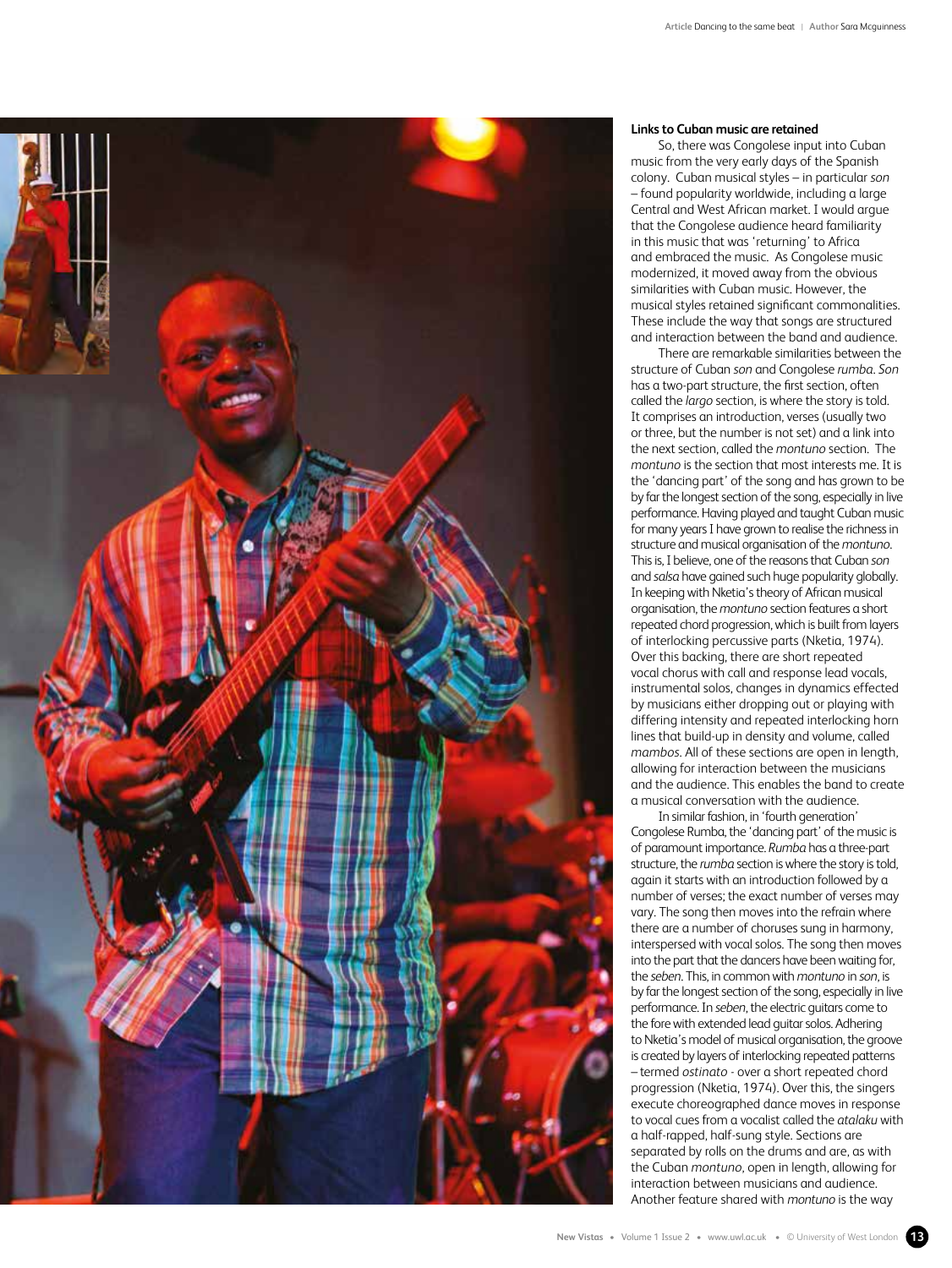### Links to Cuban music are retained

So, there was Congolese input into Cuban music from the very early days of the Spanish colony. Cuban musical styles – in particular *son* – found popularity worldwide, including a large Central and West African market. I would argue that the Congolese audience heard familiarity in this music that was 'returning' to Africa and embraced the music. As Congolese music modernized, it moved away from the obvious similarities with Cuban music. However, the musical styles retained significant commonalities. These include the way that songs are structured and interaction between the band and audience.

There are remarkable similarities between the structure of Cuban *son* and Congolese *rumba*. *Son* has a two-part structure, the first section, often called the *largo* section, is where the story is told. It comprises an introduction, verses (usually two or three, but the number is not set) and a link into the next section, called the *montuno* section. The *montuno* is the section that most interests me. It is the 'dancing part' of the song and has grown to be by far the longest section of the song, especially in live performance. Having played and taught Cuban music for many years I have grown to realise the richness in structure and musical organisation of the *montuno*. This is, I believe, one of the reasons that Cuban *son* and *salsa* have gained such huge popularity globally. In keeping with Nketia's theory of African musical organisation, the *montuno* section features a short repeated chord progression, which is built from layers of interlocking percussive parts (Nketia, 1974). Over this backing, there are short repeated vocal chorus with call and response lead vocals, instrumental solos, changes in dynamics effected by musicians either dropping out or playing with differing intensity and repeated interlocking horn lines that build-up in density and volume, called *mambos*. All of these sections are open in length, allowing for interaction between the musicians and the audience. This enables the band to create a musical conversation with the audience.

In similar fashion, in 'fourth generation' Congolese Rumba, the 'dancing part' of the music is of paramount importance. *Rumba* has a three-part structure, the *rumba* section is where the story is told, again it starts with an introduction followed by a number of verses; the exact number of verses may vary. The song then moves into the refrain where there are a number of choruses sung in harmony, interspersed with vocal solos. The song then moves into the part that the dancers have been waiting for, the *seben*. This, in common with *montuno* in *son*, is by far the longest section of the song, especially in live performance. In *seben*, the electric guitars come to the fore with extended lead guitar solos. Adhering to Nketia's model of musical organisation, the groove is created by layers of interlocking repeated patterns – termed *ostinato* - over a short repeated chord progression (Nketia, 1974). Over this, the singers execute choreographed dance moves in response to vocal cues from a vocalist called the *atalaku* with a half-rapped, half-sung style. Sections are separated by rolls on the drums and are, as with the Cuban *montuno*, open in length, allowing for interaction between musicians and audience. Another feature shared with *montuno* is the way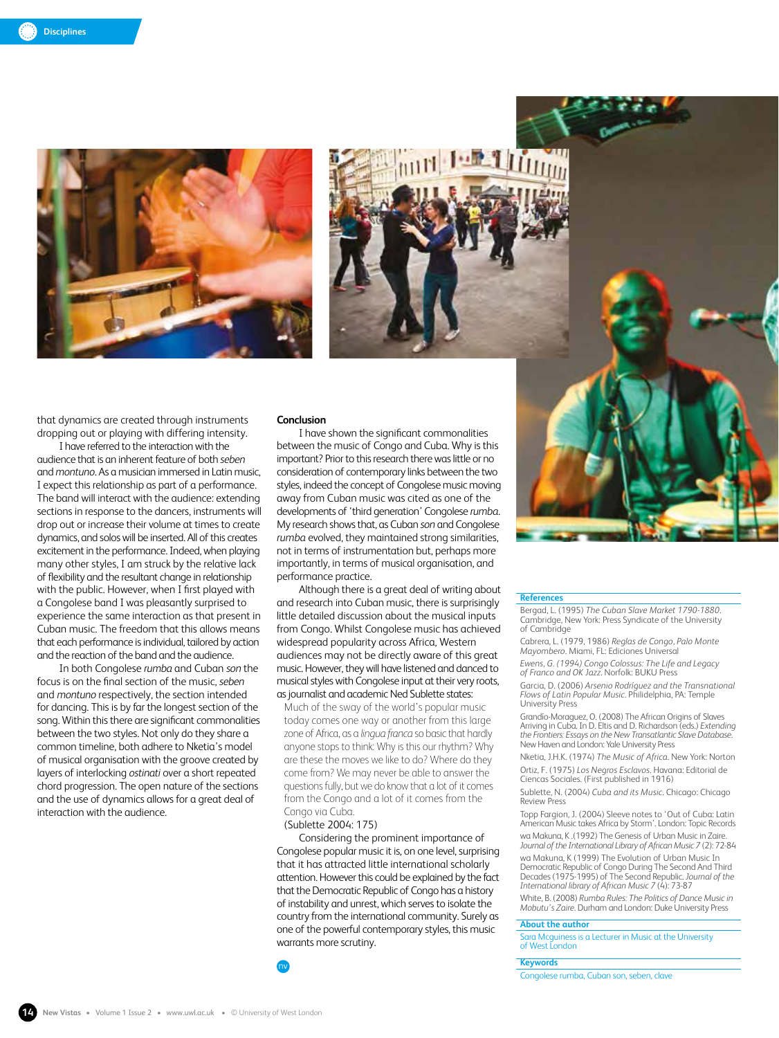that dynamics are created through instruments dropping out or playing with differing intensity.

I have referred to the interaction with the audience that is an inherent feature of both *seben* and *montuno*. As a musician immersed in Latin music, I expect this relationship as part of a performance. The band will interact with the audience: extending sections in response to the dancers, instruments will drop out or increase their volume at times to create dynamics, and solos will be inserted. All of this creates excitement in the performance. Indeed, when playing many other styles, I am struck by the relative lack of flexibility and the resultant change in relationship with the public. However, when I first played with a Congolese band I was pleasantly surprised to experience the same interaction as that present in Cuban music. The freedom that this allows means that each performance is individual, tailored by action and the reaction of the band and the audience.

In both Congolese *rumba* and Cuban *son* the focus is on the final section of the music, *seben* and *montuno* respectively, the section intended for dancing. This is by far the longest section of the song. Within this there are significant commonalities between the two styles. Not only do they share a common timeline, both adhere to Nketia's model of musical organisation with the groove created by layers of interlocking *ostinati* over a short repeated chord progression. The open nature of the sections and the use of dynamics allows for a great deal of interaction with the audience.

## Conclusion

I have shown the significant commonalities between the music of Congo and Cuba. Why is this important? Prior to this research there was little or no consideration of contemporary links between the two styles, indeed the concept of Congolese music moving away from Cuban music was cited as one of the developments of 'third generation' Congolese *rumba*. My research shows that, as Cuban *son* and Congolese *rumba* evolved, they maintained strong similarities, not in terms of instrumentation but, perhaps more importantly, in terms of musical organisation, and performance practice.

Although there is a great deal of writing about and research into Cuban music, there is surprisingly little detailed discussion about the musical inputs from Congo. Whilst Congolese music has achieved widespread popularity across Africa, Western audiences may not be directly aware of this great music. However, they will have listened and danced to musical styles with Congolese input at their very roots, as journalist and academic Ned Sublette states:

> Much of the sway of the world's popular music today comes one way or another from this large zone of Africa, as a *lingua franca* so basic that hardly anyone stops to think: Why is this our rhythm? Why are these the moves we like to do? Where do they come from? We may never be able to answer the questions fully, but we do know that a lot of it comes from the Congo and a lot of it comes from the Congo via Cuba.
>
> (Sublette 2004: 175)

Considering the prominent importance of Congolese popular music it is, on one level, surprising that it has attracted little international scholarly attention. However this could be explained by the fact that the Democratic Republic of Congo has a history of instability and unrest, which serves to isolate the country from the international community. Surely as one of the powerful contemporary styles, this music warrants more scrutiny.

### References

Bergad, L. (1995) *The Cuban Slave Market 1790-1880*. Cambridge, New York: Press Syndicate of the University of Cambridge

Cabrera, L. (1979, 1986) *Reglas de Congo, Palo Monte Mayombero*. Miami, FL: Ediciones Universal

Ewens, G. (1994) *Congo Colossus: The Life and Legacy of Franco and OK Jazz*. Norfolk: BUKU Press

Garcia, D. (2006) *Arsenio Rodriguez and the Transnational Flows of Latin Popular Music*. Philidelphia, PA: Temple University Press

Grandio-Moraguez, O. (2008) The African Origins of Slaves Arriving in Cuba. In D. Eltis and D. Richardson (eds.) *Extending the Frontiers: Essays on the New Transatlantic Slave Database*. New Haven and London: Yale University Press

Nketia, J.H.K. (1974) *The Music of Africa*. New York: Norton

Ortiz, F. (1975) *Los Negros Esclavos*. Havana: Editorial de Ciencas Sociales. (First published in 1916)

Sublette, N. (2004) *Cuba and its Music*. Chicago: Chicago Review Press

Topp Fargion, J. (2004) Sleeve notes to 'Out of Cuba: Latin American Music takes Africa by Storm'. London: Topic Records

wa Makuna, K .(1992) The Genesis of Urban Music in Zaire. *Journal of the International Library of African Music 7* (2): 72-84

wa Makuna, K (1999) The Evolution of Urban Music In Democratic Republic of Congo During The Second And Third Decades (1975-1995) of The Second Republic. *Journal of the International library of African Music 7* (4): 73-87

White, B. (2008) *Rumba Rules: The Politics of Dance Music in Mobutu's Zaire*. Durham and London: Duke University Press

### About the author

Sara Mcguiness is a Lecturer in Music at the University of West London

### Keywords

Congolese rumba, Cuban son, seben, clave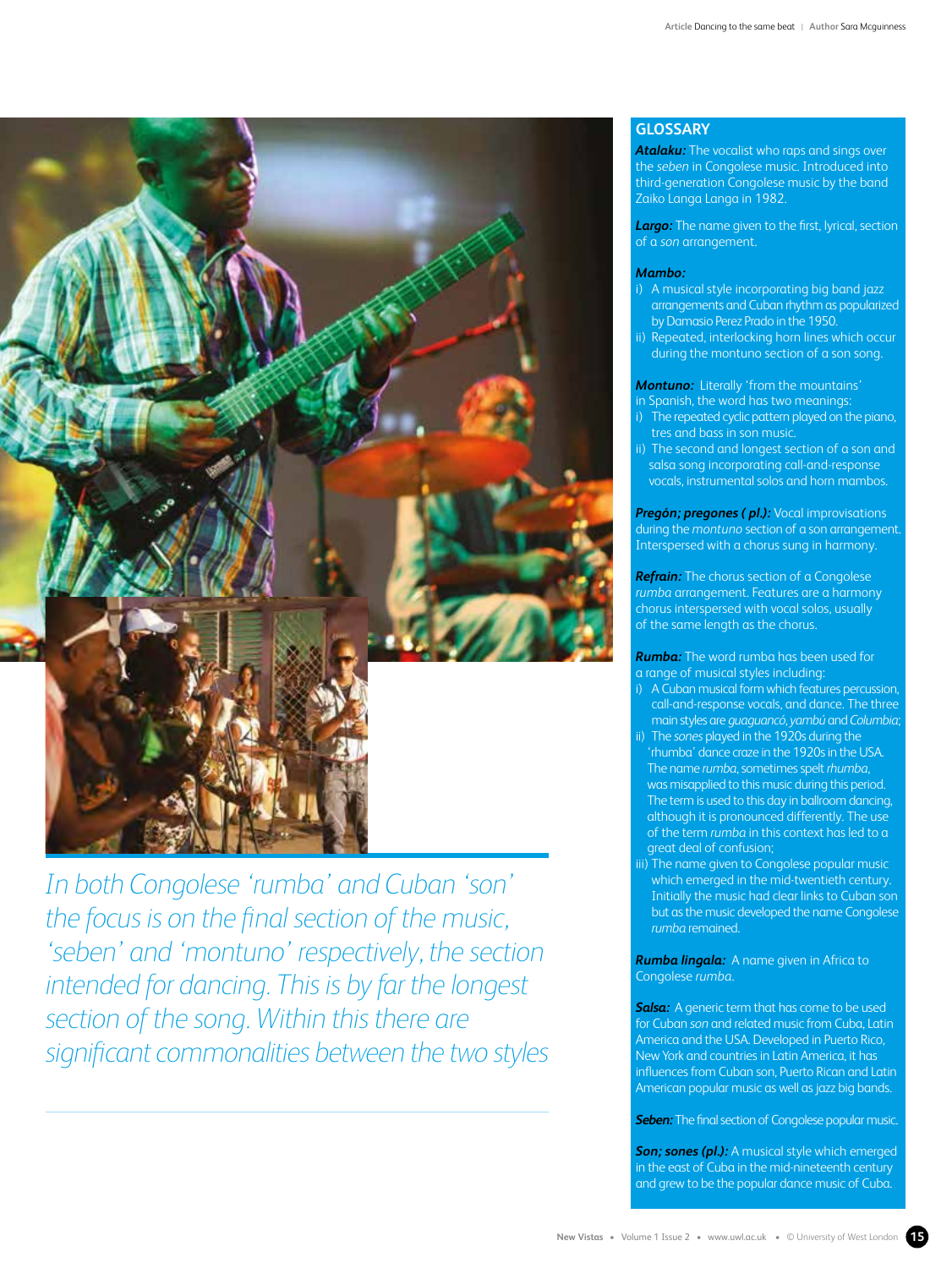In both Congolese 'rumba' and Cuban 'son' the focus is on the final section of the music, 'seben' and 'montuno' respectively, the section intended for dancing. This is by far the longest section of the song. Within this there are significant commonalities between the two styles

## GLOSSARY

***Atalaku:*** The vocalist who raps and sings over the *seben* in Congolese music. Introduced into third-generation Congolese music by the band Zaiko Langa Langa in 1982.

***Largo:*** The name given to the first, lyrical, section of a *son* arrangement.

***Mambo:***
- i) A musical style incorporating big band jazz arrangements and Cuban rhythm as popularized by Damasio Perez Prado in the 1950.
- ii) Repeated, interlocking horn lines which occur during the montuno section of a son song.

***Montuno:*** Literally 'from the mountains' in Spanish, the word has two meanings:
- i) The repeated cyclic pattern played on the piano, tres and bass in son music.
- ii) The second and longest section of a son and salsa song incorporating call-and-response vocals, instrumental solos and horn mambos.

***Pregón; pregones ( pl.):*** Vocal improvisations during the *montuno* section of a son arrangement. Interspersed with a chorus sung in harmony.

***Refrain:*** The chorus section of a Congolese *rumba* arrangement. Features are a harmony chorus interspersed with vocal solos, usually of the same length as the chorus.

***Rumba:*** The word rumba has been used for a range of musical styles including:
- i) A Cuban musical form which features percussion, call-and-response vocals, and dance. The three main styles are *guaguancó*, *yambú* and *Columbia;*
- ii) The *sones* played in the 1920s during the 'rhumba' dance craze in the 1920s in the USA. The name *rumba*, sometimes spelt *rhumba*, was misapplied to this music during this period. The term is used to this day in ballroom dancing, although it is pronounced differently. The use of the term *rumba* in this context has led to a great deal of confusion;
- iii) The name given to Congolese popular music which emerged in the mid-twentieth century. Initially the music had clear links to Cuban son but as the music developed the name Congolese *rumba* remained.

***Rumba lingala:*** A name given in Africa to Congolese *rumba*.

***Salsa:*** A generic term that has come to be used for Cuban *son* and related music from Cuba, Latin America and the USA. Developed in Puerto Rico, New York and countries in Latin America, it has influences from Cuban son, Puerto Rican and Latin American popular music as well as jazz big bands.

***Seben:*** The final section of Congolese popular music.

***Son; sones (pl.):*** A musical style which emerged in the east of Cuba in the mid-nineteenth century and grew to be the popular dance music of Cuba.